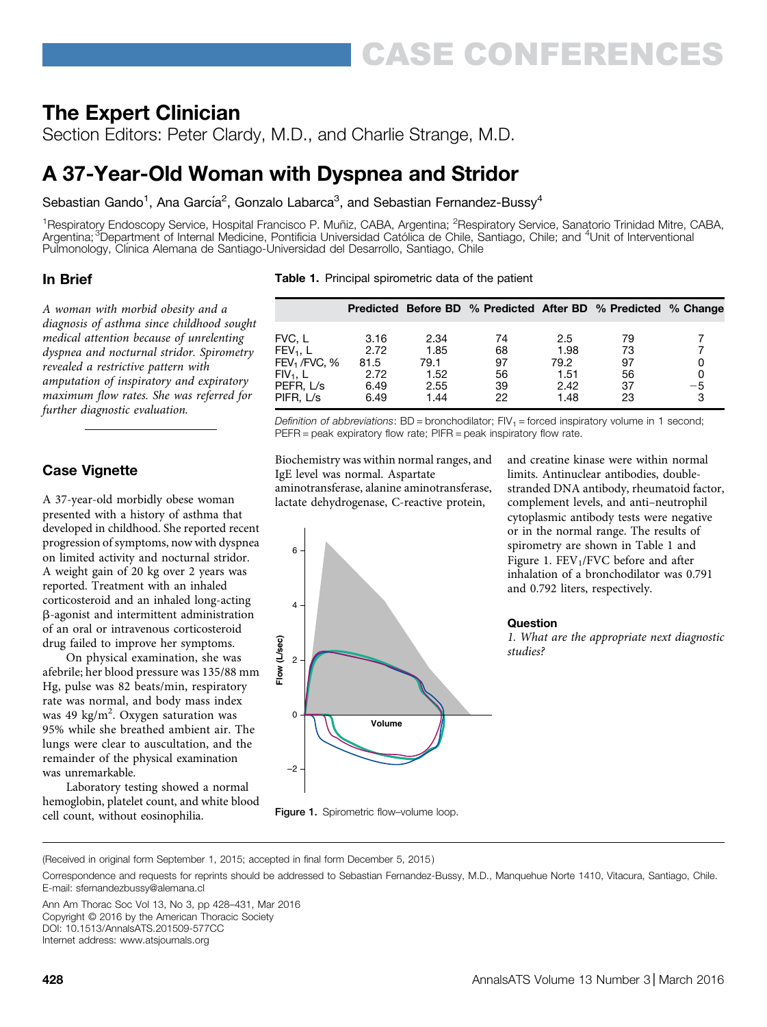# CASE CONFERENCES

## The Expert Clinician

Section Editors: Peter Clardy, M.D., and Charlie Strange, M.D.

# A 37-Year-Old Woman with Dyspnea and Stridor

Sebastian Gando[1], Ana García[2], Gonzalo Labarca[3], and Sebastian Fernandez-Bussy[4]

[1]Respiratory Endoscopy Service, Hospital Francisco P. Muñiz, CABA, Argentina; [2]Respiratory Service, Sanatorio Trinidad Mitre, CABA, Argentina; [3]Department of Internal Medicine, Pontificia Universidad Católica de Chile, Santiago, Chile; and [4]Unit of Interventional Pulmonology, Clínica Alemana de Santiago-Universidad del Desarrollo, Santiago, Chile

### In Brief

*A woman with morbid obesity and a diagnosis of asthma since childhood sought medical attention because of unrelenting dyspnea and nocturnal stridor. Spirometry revealed a restrictive pattern with amputation of inspiratory and expiratory maximum flow rates. She was referred for further diagnostic evaluation.*

### Case Vignette

A 37-year-old morbidly obese woman presented with a history of asthma that developed in childhood. She reported recent progression of symptoms, now with dyspnea on limited activity and nocturnal stridor. A weight gain of 20 kg over 2 years was reported. Treatment with an inhaled corticosteroid and an inhaled long-acting β-agonist and intermittent administration of an oral or intravenous corticosteroid drug failed to improve her symptoms.

On physical examination, she was afebrile; her blood pressure was 135/88 mm Hg, pulse was 82 beats/min, respiratory rate was normal, and body mass index was 49 kg/m$^2$. Oxygen saturation was 95% while she breathed ambient air. The lungs were clear to auscultation, and the remainder of the physical examination was unremarkable.

Laboratory testing showed a normal hemoglobin, platelet count, and white blood cell count, without eosinophilia. Biochemistry was within normal ranges, and IgE level was normal. Aspartate aminotransferase, alanine aminotransferase, lactate dehydrogenase, C-reactive protein, and creatine kinase were within normal limits. Antinuclear antibodies, double-stranded DNA antibody, rheumatoid factor, complement levels, and anti–neutrophil cytoplasmic antibody tests were negative or in the normal range. The results of spirometry are shown in Table 1 and Figure 1. $FEV_1$/FVC before and after inhalation of a bronchodilator was 0.791 and 0.792 liters, respectively.

**Table 1.** Principal spirometric data of the patient

| | Predicted | Before BD | % Predicted | After BD | % Predicted | % Change |
|---|---|---|---|---|---|---|
| FVC, L | 3.16 | 2.34 | 74 | 2.5 | 79 | 7 |
| $FEV_1$, L | 2.72 | 1.85 | 68 | 1.98 | 73 | 7 |
| $FEV_1$/FVC, % | 81.5 | 79.1 | 97 | 79.2 | 97 | 0 |
| $FIV_1$, L | 2.72 | 1.52 | 56 | 1.51 | 56 | 0 |
| PEFR, L/s | 6.49 | 2.55 | 39 | 2.42 | 37 | −5 |
| PIFR, L/s | 6.49 | 1.44 | 22 | 1.48 | 23 | 3 |

*Definition of abbreviations*: BD = bronchodilator; $FIV_1$ = forced inspiratory volume in 1 second; PEFR = peak expiratory flow rate; PIFR = peak inspiratory flow rate.

Figure 1. Spirometric flow–volume loop.

### Question

*1. What are the appropriate next diagnostic studies?*

(Received in original form September 1, 2015; accepted in final form December 5, 2015)

Correspondence and requests for reprints should be addressed to Sebastian Fernandez-Bussy, M.D., Manquehue Norte 1410, Vitacura, Santiago, Chile. E-mail: sfernandezbussy@alemana.cl

Ann Am Thorac Soc Vol 13, No 3, pp 428–431, Mar 2016
Copyright © 2016 by the American Thoracic Society
DOI: 10.1513/AnnalsATS.201509-577CC
Internet address: www.atsjournals.org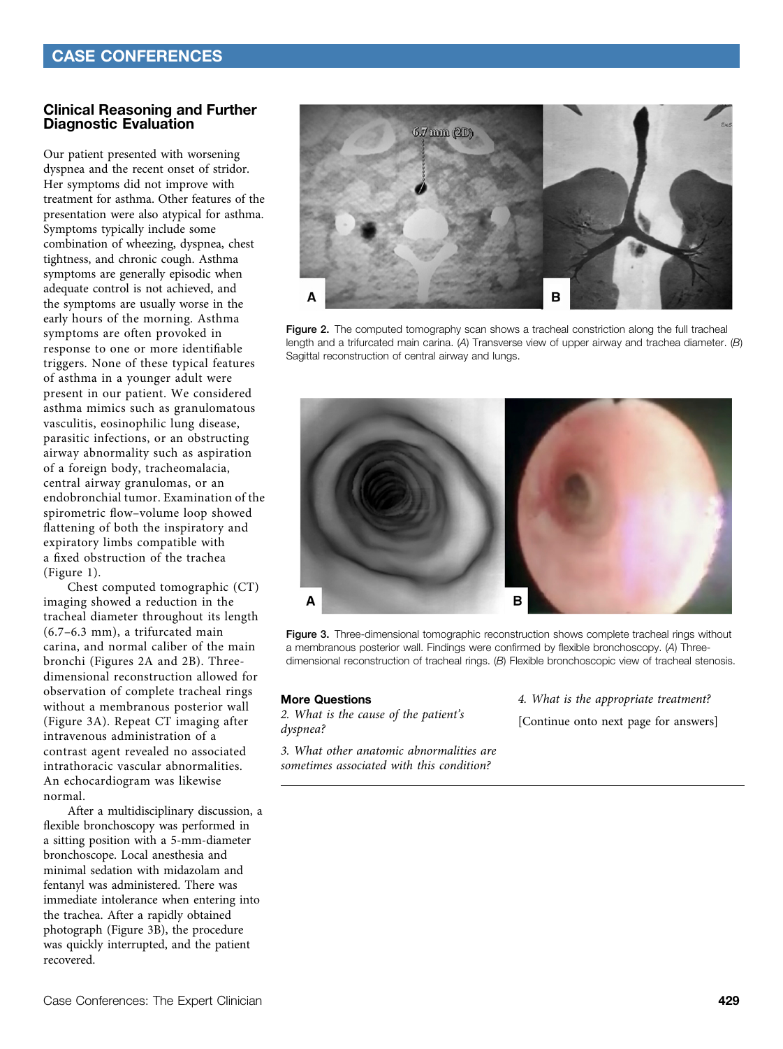## Clinical Reasoning and Further Diagnostic Evaluation

Our patient presented with worsening dyspnea and the recent onset of stridor. Her symptoms did not improve with treatment for asthma. Other features of the presentation were also atypical for asthma. Symptoms typically include some combination of wheezing, dyspnea, chest tightness, and chronic cough. Asthma symptoms are generally episodic when adequate control is not achieved, and the symptoms are usually worse in the early hours of the morning. Asthma symptoms are often provoked in response to one or more identifiable triggers. None of these typical features of asthma in a younger adult were present in our patient. We considered asthma mimics such as granulomatous vasculitis, eosinophilic lung disease, parasitic infections, or an obstructing airway abnormality such as aspiration of a foreign body, tracheomalacia, central airway granulomas, or an endobronchial tumor. Examination of the spirometric flow–volume loop showed flattening of both the inspiratory and expiratory limbs compatible with a fixed obstruction of the trachea (Figure 1).

Chest computed tomographic (CT) imaging showed a reduction in the tracheal diameter throughout its length (6.7–6.3 mm), a trifurcated main carina, and normal caliber of the main bronchi (Figures 2A and 2B). Three-dimensional reconstruction allowed for observation of complete tracheal rings without a membranous posterior wall (Figure 3A). Repeat CT imaging after intravenous administration of a contrast agent revealed no associated intrathoracic vascular abnormalities. An echocardiogram was likewise normal.

After a multidisciplinary discussion, a flexible bronchoscopy was performed in a sitting position with a 5-mm-diameter bronchoscope. Local anesthesia and minimal sedation with midazolam and fentanyl was administered. There was immediate intolerance when entering into the trachea. After a rapidly obtained photograph (Figure 3B), the procedure was quickly interrupted, and the patient recovered.

**Figure 2.** The computed tomography scan shows a tracheal constriction along the full tracheal length and a trifurcated main carina. (*A*) Transverse view of upper airway and trachea diameter. (*B*) Sagittal reconstruction of central airway and lungs.

**Figure 3.** Three-dimensional tomographic reconstruction shows complete tracheal rings without a membranous posterior wall. Findings were confirmed by flexible bronchoscopy. (*A*) Three-dimensional reconstruction of tracheal rings. (*B*) Flexible bronchoscopic view of tracheal stenosis.

### More Questions

*2. What is the cause of the patient's dyspnea?*

*3. What other anatomic abnormalities are sometimes associated with this condition?*

*4. What is the appropriate treatment?*

[Continue onto next page for answers]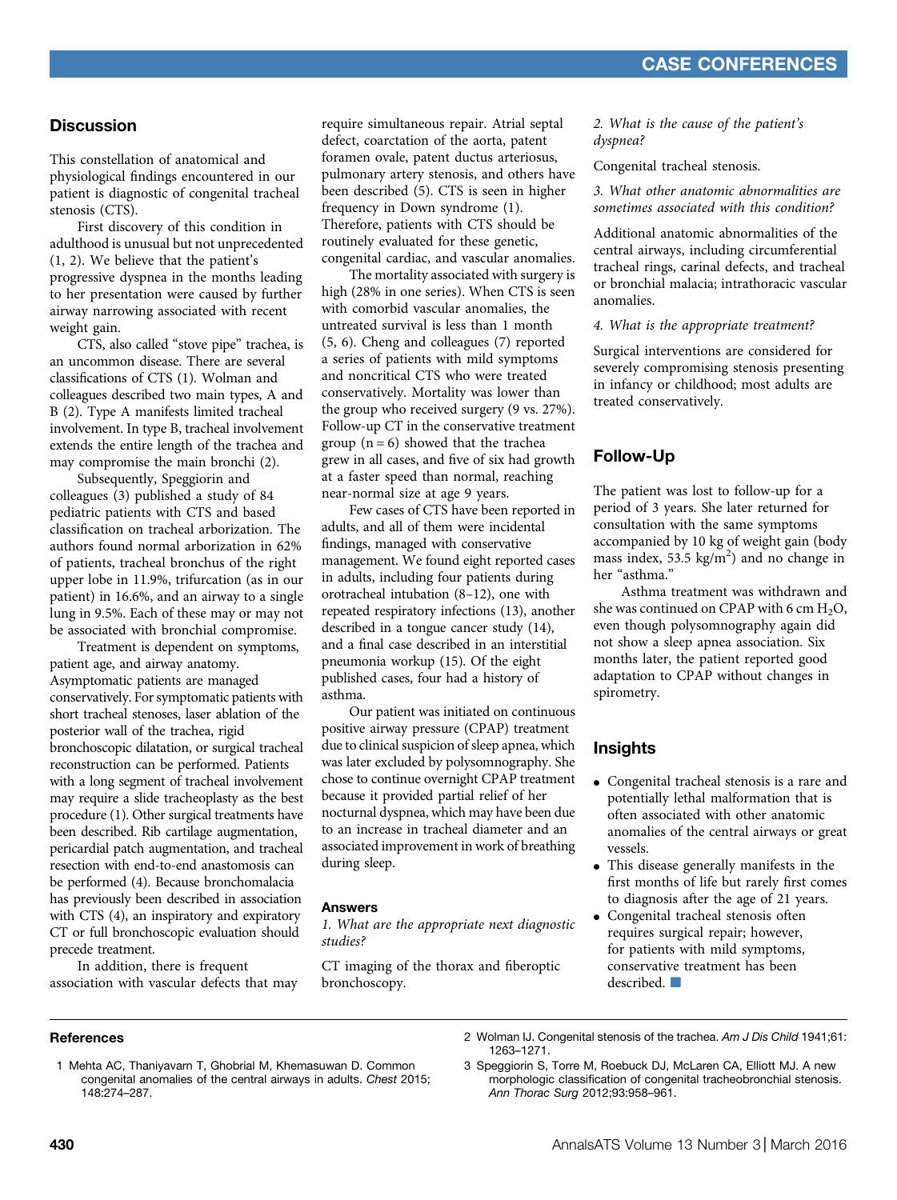## Discussion

This constellation of anatomical and physiological findings encountered in our patient is diagnostic of congenital tracheal stenosis (CTS).

First discovery of this condition in adulthood is unusual but not unprecedented (1, 2). We believe that the patient's progressive dyspnea in the months leading to her presentation were caused by further airway narrowing associated with recent weight gain.

CTS, also called "stove pipe" trachea, is an uncommon disease. There are several classifications of CTS (1). Wolman and colleagues described two main types, A and B (2). Type A manifests limited tracheal involvement. In type B, tracheal involvement extends the entire length of the trachea and may compromise the main bronchi (2).

Subsequently, Speggiorin and colleagues (3) published a study of 84 pediatric patients with CTS and based classification on tracheal arborization. The authors found normal arborization in 62% of patients, tracheal bronchus of the right upper lobe in 11.9%, trifurcation (as in our patient) in 16.6%, and an airway to a single lung in 9.5%. Each of these may or may not be associated with bronchial compromise.

Treatment is dependent on symptoms, patient age, and airway anatomy. Asymptomatic patients are managed conservatively. For symptomatic patients with short tracheal stenoses, laser ablation of the posterior wall of the trachea, rigid bronchoscopic dilatation, or surgical tracheal reconstruction can be performed. Patients with a long segment of tracheal involvement may require a slide tracheoplasty as the best procedure (1). Other surgical treatments have been described. Rib cartilage augmentation, pericardial patch augmentation, and tracheal resection with end-to-end anastomosis can be performed (4). Because bronchomalacia has previously been described in association with CTS (4), an inspiratory and expiratory CT or full bronchoscopic evaluation should precede treatment.

In addition, there is frequent association with vascular defects that may require simultaneous repair. Atrial septal defect, coarctation of the aorta, patent foramen ovale, patent ductus arteriosus, pulmonary artery stenosis, and others have been described (5). CTS is seen in higher frequency in Down syndrome (1). Therefore, patients with CTS should be routinely evaluated for these genetic, congenital cardiac, and vascular anomalies.

The mortality associated with surgery is high (28% in one series). When CTS is seen with comorbid vascular anomalies, the untreated survival is less than 1 month (5, 6). Cheng and colleagues (7) reported a series of patients with mild symptoms and noncritical CTS who were treated conservatively. Mortality was lower than the group who received surgery (9 vs. 27%). Follow-up CT in the conservative treatment group (n = 6) showed that the trachea grew in all cases, and five of six had growth at a faster speed than normal, reaching near-normal size at age 9 years.

Few cases of CTS have been reported in adults, and all of them were incidental findings, managed with conservative management. We found eight reported cases in adults, including four patients during orotracheal intubation (8–12), one with repeated respiratory infections (13), another described in a tongue cancer study (14), and a final case described in an interstitial pneumonia workup (15). Of the eight published cases, four had a history of asthma.

Our patient was initiated on continuous positive airway pressure (CPAP) treatment due to clinical suspicion of sleep apnea, which was later excluded by polysomnography. She chose to continue overnight CPAP treatment because it provided partial relief of her nocturnal dyspnea, which may have been due to an increase in tracheal diameter and an associated improvement in work of breathing during sleep.

### Answers

*1. What are the appropriate next diagnostic studies?*

CT imaging of the thorax and fiberoptic bronchoscopy.

*2. What is the cause of the patient's dyspnea?*

Congenital tracheal stenosis.

*3. What other anatomic abnormalities are sometimes associated with this condition?*

Additional anatomic abnormalities of the central airways, including circumferential tracheal rings, carinal defects, and tracheal or bronchial malacia; intrathoracic vascular anomalies.

*4. What is the appropriate treatment?*

Surgical interventions are considered for severely compromising stenosis presenting in infancy or childhood; most adults are treated conservatively.

## Follow-Up

The patient was lost to follow-up for a period of 3 years. She later returned for consultation with the same symptoms accompanied by 10 kg of weight gain (body mass index, 53.5 kg/m$^2$) and no change in her "asthma."

Asthma treatment was withdrawn and she was continued on CPAP with 6 cm $H_2O$, even though polysomnography again did not show a sleep apnea association. Six months later, the patient reported good adaptation to CPAP without changes in spirometry.

## Insights

- Congenital tracheal stenosis is a rare and potentially lethal malformation that is often associated with other anatomic anomalies of the central airways or great vessels.
- This disease generally manifests in the first months of life but rarely first comes to diagnosis after the age of 21 years.
- Congenital tracheal stenosis often requires surgical repair; however, for patients with mild symptoms, conservative treatment has been described. ■

## References

1 Mehta AC, Thaniyavarn T, Ghobrial M, Khemasuwan D. Common congenital anomalies of the central airways in adults. *Chest* 2015; 148:274–287.

2 Wolman IJ. Congenital stenosis of the trachea. *Am J Dis Child* 1941;61: 1263–1271.

3 Speggiorin S, Torre M, Roebuck DJ, McLaren CA, Elliott MJ. A new morphologic classification of congenital tracheobronchial stenosis. *Ann Thorac Surg* 2012;93:958–961.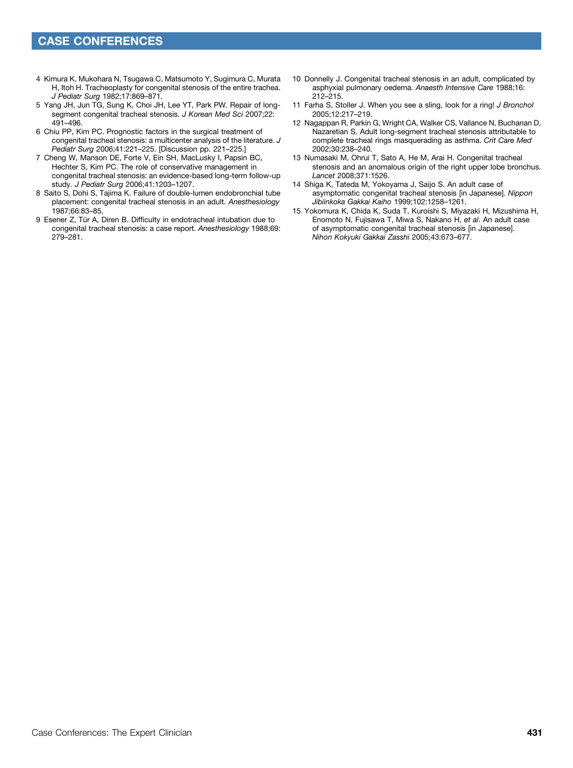4 Kimura K, Mukohara N, Tsugawa C, Matsumoto Y, Sugimura C, Murata H, Itoh H. Tracheoplasty for congenital stenosis of the entire trachea. *J Pediatr Surg* 1982;17:869–871.

5 Yang JH, Jun TG, Sung K, Choi JH, Lee YT, Park PW. Repair of long-segment congenital tracheal stenosis. *J Korean Med Sci* 2007;22: 491–496.

6 Chiu PP, Kim PC. Prognostic factors in the surgical treatment of congenital tracheal stenosis: a multicenter analysis of the literature. *J Pediatr Surg* 2006;41:221–225. [Discussion pp. 221–225.]

7 Cheng W, Manson DE, Forte V, Ein SH, MacLusky I, Papsin BC, Hechter S, Kim PC. The role of conservative management in congenital tracheal stenosis: an evidence-based long-term follow-up study. *J Pediatr Surg* 2006;41:1203–1207.

8 Saito S, Dohi S, Tajima K. Failure of double-lumen endobronchial tube placement: congenital tracheal stenosis in an adult. *Anesthesiology* 1987;66:83–85.

9 Esener Z, Tür A, Diren B. Difficulty in endotracheal intubation due to congenital tracheal stenosis: a case report. *Anesthesiology* 1988;69: 279–281.

10 Donnelly J. Congenital tracheal stenosis in an adult, complicated by asphyxial pulmonary oedema. *Anaesth Intensive Care* 1988;16: 212–215.

11 Farha S, Stoller J. When you see a sling, look for a ring! *J Bronchol* 2005;12:217–219.

12 Nagappan R, Parkin G, Wright CA, Walker CS, Vallance N, Buchanan D, Nazaretian S. Adult long-segment tracheal stenosis attributable to complete tracheal rings masquerading as asthma. *Crit Care Med* 2002;30:238–240.

13 Numasaki M, Ohrui T, Sato A, He M, Arai H. Congenital tracheal stenosis and an anomalous origin of the right upper lobe bronchus. *Lancet* 2008;371:1526.

14 Shiga K, Tateda M, Yokoyama J, Saijo S. An adult case of asymptomatic congenital tracheal stenosis [in Japanese]. *Nippon Jibiinkoka Gakkai Kaiho* 1999;102:1258–1261.

15 Yokomura K, Chida K, Suda T, Kuroishi S, Miyazaki H, Mizushima H, Enomoto N, Fujisawa T, Miwa S, Nakano H, *et al*. An adult case of asymptomatic congenital tracheal stenosis [in Japanese]. *Nihon Kokyuki Gakkai Zasshi* 2005;43:673–677.